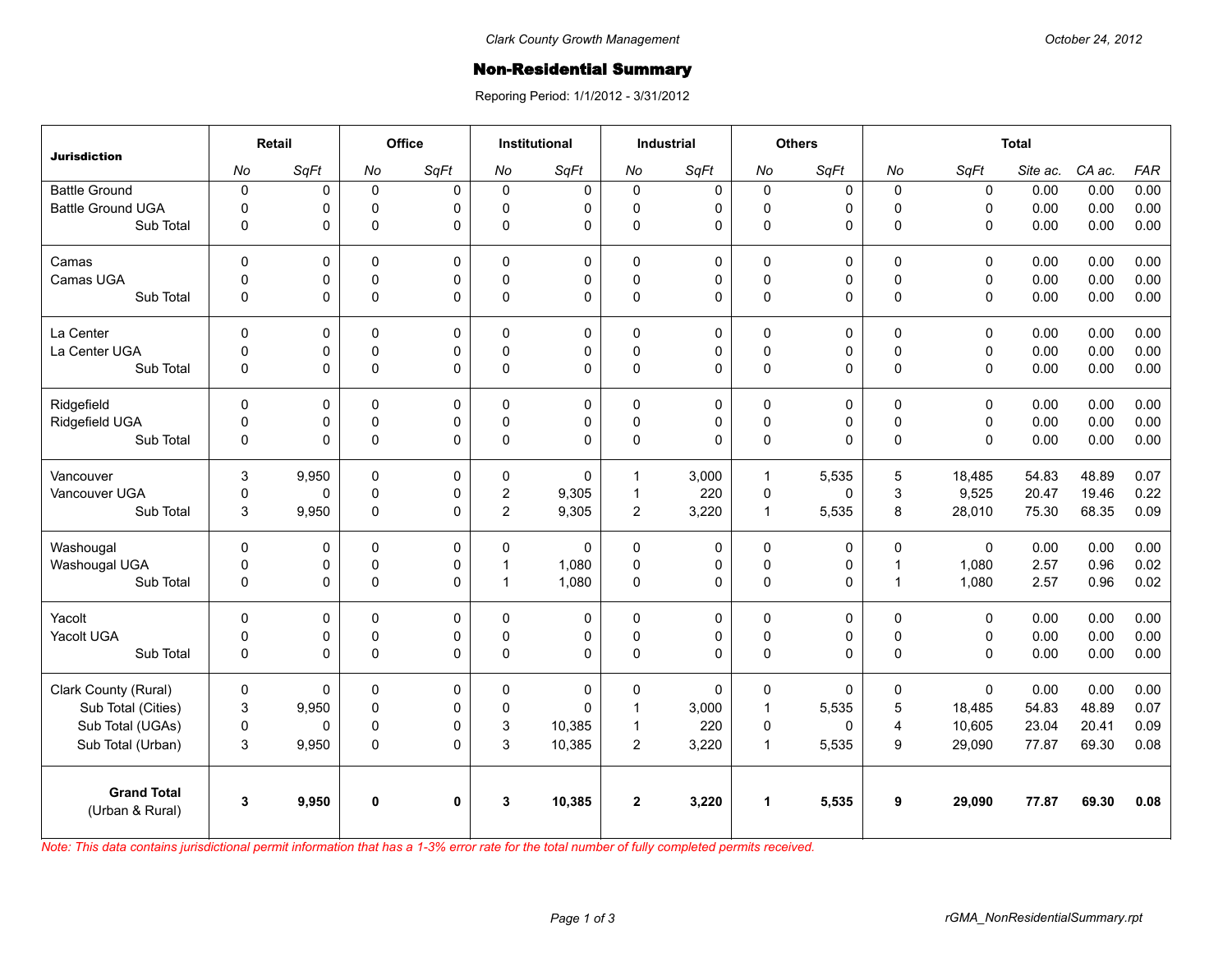Clark County Growth Management

October 24, 2012

# Non-Residential Summary

Reporing Period: 1/1/2012 - 3/31/2012

| Jurisdiction | Retail | | Office | | Institutional | | Industrial | | Others | | Total | | | | |
|---|---|---|---|---|---|---|---|---|---|---|---|---|---|---|---|
| | *No* | *SqFt* | *No* | *SqFt* | *No* | *SqFt* | *No* | *SqFt* | *No* | *SqFt* | *No* | *SqFt* | *Site ac.* | *CA ac.* | *FAR* |
| Battle Ground | 0 | 0 | 0 | 0 | 0 | 0 | 0 | 0 | 0 | 0 | 0 | 0 | 0.00 | 0.00 | 0.00 |
| Battle Ground UGA | 0 | 0 | 0 | 0 | 0 | 0 | 0 | 0 | 0 | 0 | 0 | 0 | 0.00 | 0.00 | 0.00 |
| Sub Total | 0 | 0 | 0 | 0 | 0 | 0 | 0 | 0 | 0 | 0 | 0 | 0 | 0.00 | 0.00 | 0.00 |
| Camas | 0 | 0 | 0 | 0 | 0 | 0 | 0 | 0 | 0 | 0 | 0 | 0 | 0.00 | 0.00 | 0.00 |
| Camas UGA | 0 | 0 | 0 | 0 | 0 | 0 | 0 | 0 | 0 | 0 | 0 | 0 | 0.00 | 0.00 | 0.00 |
| Sub Total | 0 | 0 | 0 | 0 | 0 | 0 | 0 | 0 | 0 | 0 | 0 | 0 | 0.00 | 0.00 | 0.00 |
| La Center | 0 | 0 | 0 | 0 | 0 | 0 | 0 | 0 | 0 | 0 | 0 | 0 | 0.00 | 0.00 | 0.00 |
| La Center UGA | 0 | 0 | 0 | 0 | 0 | 0 | 0 | 0 | 0 | 0 | 0 | 0 | 0.00 | 0.00 | 0.00 |
| Sub Total | 0 | 0 | 0 | 0 | 0 | 0 | 0 | 0 | 0 | 0 | 0 | 0 | 0.00 | 0.00 | 0.00 |
| Ridgefield | 0 | 0 | 0 | 0 | 0 | 0 | 0 | 0 | 0 | 0 | 0 | 0 | 0.00 | 0.00 | 0.00 |
| Ridgefield UGA | 0 | 0 | 0 | 0 | 0 | 0 | 0 | 0 | 0 | 0 | 0 | 0 | 0.00 | 0.00 | 0.00 |
| Sub Total | 0 | 0 | 0 | 0 | 0 | 0 | 0 | 0 | 0 | 0 | 0 | 0 | 0.00 | 0.00 | 0.00 |
| Vancouver | 3 | 9,950 | 0 | 0 | 0 | 0 | 1 | 3,000 | 1 | 5,535 | 5 | 18,485 | 54.83 | 48.89 | 0.07 |
| Vancouver UGA | 0 | 0 | 0 | 0 | 2 | 9,305 | 1 | 220 | 0 | 0 | 3 | 9,525 | 20.47 | 19.46 | 0.22 |
| Sub Total | 3 | 9,950 | 0 | 0 | 2 | 9,305 | 2 | 3,220 | 1 | 5,535 | 8 | 28,010 | 75.30 | 68.35 | 0.09 |
| Washougal | 0 | 0 | 0 | 0 | 0 | 0 | 0 | 0 | 0 | 0 | 0 | 0 | 0.00 | 0.00 | 0.00 |
| Washougal UGA | 0 | 0 | 0 | 0 | 1 | 1,080 | 0 | 0 | 0 | 0 | 1 | 1,080 | 2.57 | 0.96 | 0.02 |
| Sub Total | 0 | 0 | 0 | 0 | 1 | 1,080 | 0 | 0 | 0 | 0 | 1 | 1,080 | 2.57 | 0.96 | 0.02 |
| Yacolt | 0 | 0 | 0 | 0 | 0 | 0 | 0 | 0 | 0 | 0 | 0 | 0 | 0.00 | 0.00 | 0.00 |
| Yacolt UGA | 0 | 0 | 0 | 0 | 0 | 0 | 0 | 0 | 0 | 0 | 0 | 0 | 0.00 | 0.00 | 0.00 |
| Sub Total | 0 | 0 | 0 | 0 | 0 | 0 | 0 | 0 | 0 | 0 | 0 | 0 | 0.00 | 0.00 | 0.00 |
| Clark County (Rural) | 0 | 0 | 0 | 0 | 0 | 0 | 0 | 0 | 0 | 0 | 0 | 0 | 0.00 | 0.00 | 0.00 |
| Sub Total (Cities) | 3 | 9,950 | 0 | 0 | 0 | 0 | 1 | 3,000 | 1 | 5,535 | 5 | 18,485 | 54.83 | 48.89 | 0.07 |
| Sub Total (UGAs) | 0 | 0 | 0 | 0 | 3 | 10,385 | 1 | 220 | 0 | 0 | 4 | 10,605 | 23.04 | 20.41 | 0.09 |
| Sub Total (Urban) | 3 | 9,950 | 0 | 0 | 3 | 10,385 | 2 | 3,220 | 1 | 5,535 | 9 | 29,090 | 77.87 | 69.30 | 0.08 |
| **Grand Total** (Urban & Rural) | **3** | **9,950** | **0** | **0** | **3** | **10,385** | **2** | **3,220** | **1** | **5,535** | **9** | **29,090** | **77.87** | **69.30** | **0.08** |

*Note: This data contains jurisdictional permit information that has a 1-3% error rate for the total number of fully completed permits received.*

rGMA_NonResidentialSummary.rpt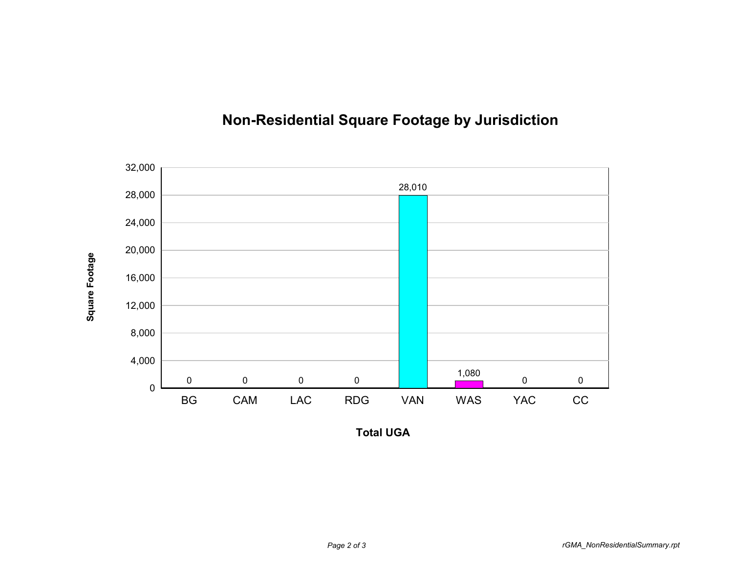## Non-Residential Square Footage by Jurisdiction

| Total UGA | BG | CAM | LAC | RDG | VAN | WAS | YAC | CC |
|---|---|---|---|---|---|---|---|---|
| Square Footage | 0 | 0 | 0 | 0 | 28,010 | 1,080 | 0 | 0 |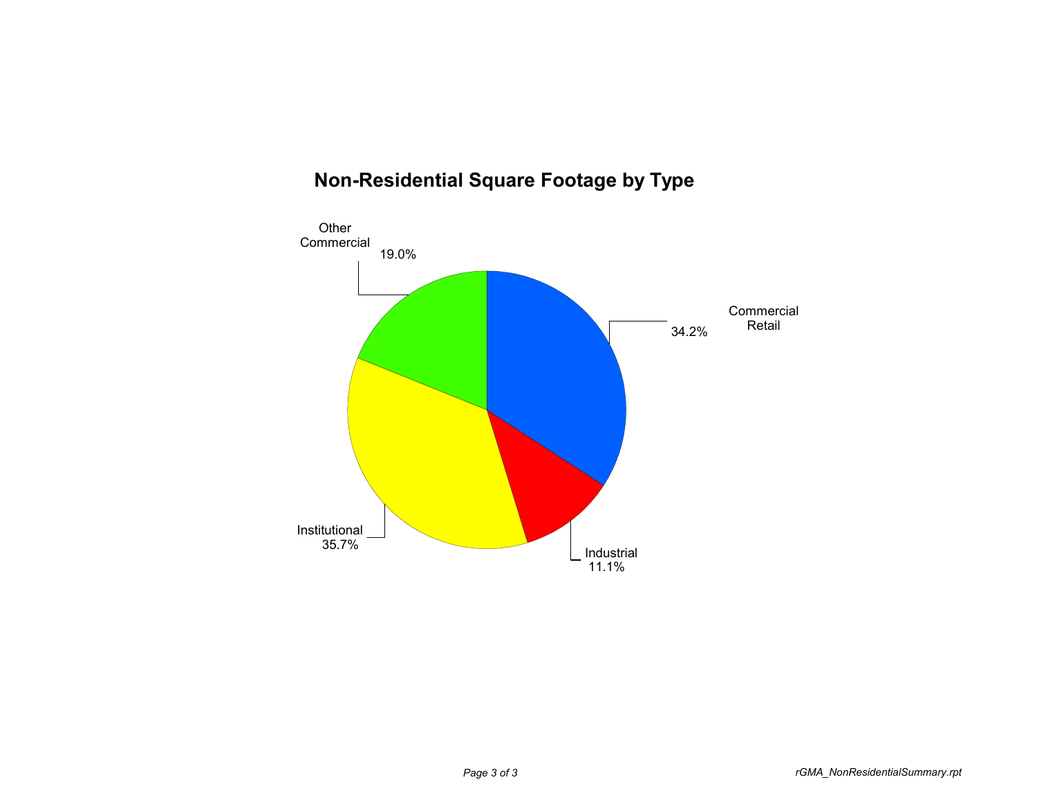## Non-Residential Square Footage by Type

Other Commercial
19.0%

Commercial Retail
34.2%

Institutional
35.7%

Industrial
11.1%